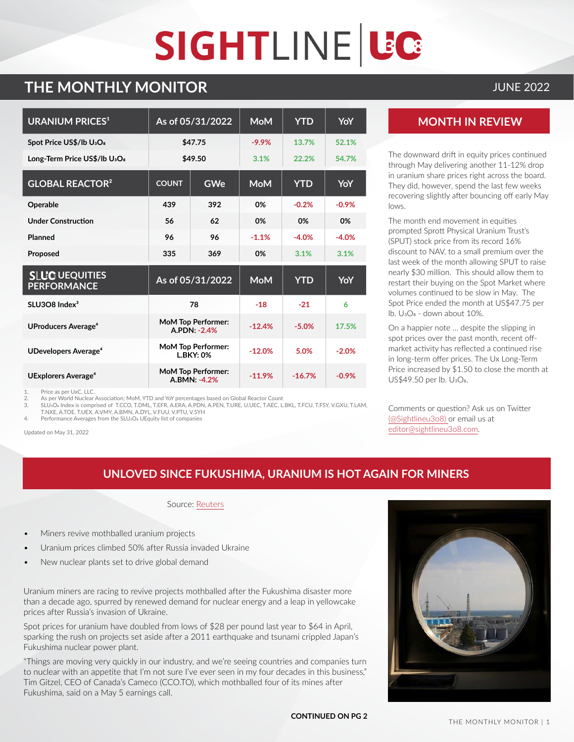# SIGHTLINE | U3O8

## THE MONTHLY MONITOR

JUNE 2022

| URANIUM PRICES[1] | As of 05/31/2022 | | MoM | YTD | YoY |
|---|---|---|---|---|---|
| Spot Price US$/lb $U_3O_8$ | $47.75 | | -9.9% | 13.7% | 52.1% |
| Long-Term Price US$/lb $U_3O_8$ | $49.50 | | 3.1% | 22.2% | 54.7% |
| **GLOBAL REACTOR[2]** | **COUNT** | **GWe** | **MoM** | **YTD** | **YoY** |
| Operable | 439 | 392 | 0% | -0.2% | -0.9% |
| Under Construction | 56 | 62 | 0% | 0% | 0% |
| Planned | 96 | 96 | -1.1% | -4.0% | -4.0% |
| Proposed | 335 | 369 | 0% | 3.1% | 3.1% |
| **SLU3O8 UEQUITIES PERFORMANCE** | **As of 05/31/2022** | | **MoM** | **YTD** | **YoY** |
| SLU3O8 Index[3] | 78 | | -18 | -21 | 6 |
| UProducers Average[4] | MoM Top Performer: A.PDN: -2.4% | | -12.4% | -5.0% | 17.5% |
| UDevelopers Average[4] | MoM Top Performer: L.BKY: 0% | | -12.0% | 5.0% | -2.0% |
| UExplorers Average[4] | MoM Top Performer: A.BMN: -4.2% | | -11.9% | -16.7% | -0.9% |

1. Price as per UxC, LLC.
2. As per World Nuclear Association; MoM, YTD and YoY percentages based on Global Reactor Count
3. SLU3O8 Index is comprised of T.CCO, T.DML, T.EFR, A.ERA, A.PDN, A.PEN, T.URE, U.UEC, T.AEC, L.BKL, T.FCU, T.FSY, V.GXU, T.LAM, T.NXE, A.TOE, T.UEX, A.VMY, A.BMN, A.DYL, V.FUU, V.PTU, V.SYH
4. Performance Averages from the SLU3O8 UEquity list of companies

Updated on May 31, 2022

## MONTH IN REVIEW

The downward drift in equity prices continued through May delivering another 11-12% drop in uranium share prices right across the board. They did, however, spend the last few weeks recovering slightly after bouncing off early May lows.

The month end movement in equities prompted Sprott Physical Uranium Trust's (SPUT) stock price from its record 16% discount to NAV, to a small premium over the last week of the month allowing SPUT to raise nearly $30 million. This should allow them to restart their buying on the Spot Market where volumes continued to be slow in May. The Spot Price ended the month at US$47.75 per lb. $U_3O_8$ - down about 10%.

On a happier note ... despite the slipping in spot prices over the past month, recent off-market activity has reflected a continued rise in long-term offer prices. The Ux Long-Term Price increased by $1.50 to close the month at US$49.50 per lb. $U_3O_8$.

Comments or question? Ask us on Twitter (@Sightlineu3o8) or email us at editor@sightlineu3o8.com.

## UNLOVED SINCE FUKUSHIMA, URANIUM IS HOT AGAIN FOR MINERS

Source: Reuters

- Miners revive mothballed uranium projects
- Uranium prices climbed 50% after Russia invaded Ukraine
- New nuclear plants set to drive global demand

Uranium miners are racing to revive projects mothballed after the Fukushima disaster more than a decade ago, spurred by renewed demand for nuclear energy and a leap in yellowcake prices after Russia's invasion of Ukraine.

Spot prices for uranium have doubled from lows of $28 per pound last year to $64 in April, sparking the rush on projects set aside after a 2011 earthquake and tsunami crippled Japan's Fukushima nuclear power plant.

"Things are moving very quickly in our industry, and we're seeing countries and companies turn to nuclear with an appetite that I'm not sure I've ever seen in my four decades in this business," Tim Gitzel, CEO of Canada's Cameco (CCO.TO), which mothballed four of its mines after Fukushima, said on a May 5 earnings call.

**CONTINUED ON PG 2**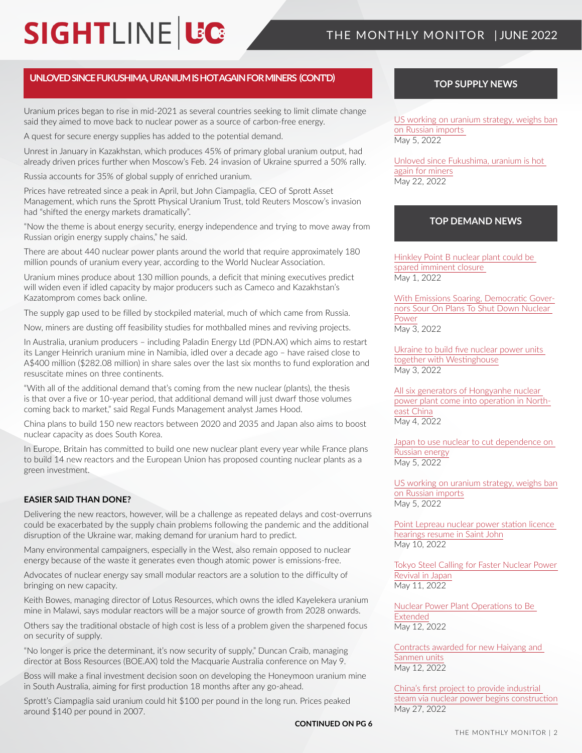## UNLOVED SINCE FUKUSHIMA, URANIUM IS HOT AGAIN FOR MINERS (CONT'D)

Uranium prices began to rise in mid-2021 as several countries seeking to limit climate change said they aimed to move back to nuclear power as a source of carbon-free energy.

A quest for secure energy supplies has added to the potential demand.

Unrest in January in Kazakhstan, which produces 45% of primary global uranium output, had already driven prices further when Moscow's Feb. 24 invasion of Ukraine spurred a 50% rally.

Russia accounts for 35% of global supply of enriched uranium.

Prices have retreated since a peak in April, but John Ciampaglia, CEO of Sprott Asset Management, which runs the Sprott Physical Uranium Trust, told Reuters Moscow's invasion had "shifted the energy markets dramatically".

"Now the theme is about energy security, energy independence and trying to move away from Russian origin energy supply chains," he said.

There are about 440 nuclear power plants around the world that require approximately 180 million pounds of uranium every year, according to the World Nuclear Association.

Uranium mines produce about 130 million pounds, a deficit that mining executives predict will widen even if idled capacity by major producers such as Cameco and Kazakhstan's Kazatomprom comes back online.

The supply gap used to be filled by stockpiled material, much of which came from Russia.

Now, miners are dusting off feasibility studies for mothballed mines and reviving projects.

In Australia, uranium producers – including Paladin Energy Ltd (PDN.AX) which aims to restart its Langer Heinrich uranium mine in Namibia, idled over a decade ago – have raised close to A$400 million ($282.08 million) in share sales over the last six months to fund exploration and resuscitate mines on three continents.

"With all of the additional demand that's coming from the new nuclear (plants), the thesis is that over a five or 10-year period, that additional demand will just dwarf those volumes coming back to market," said Regal Funds Management analyst James Hood.

China plans to build 150 new reactors between 2020 and 2035 and Japan also aims to boost nuclear capacity as does South Korea.

In Europe, Britain has committed to build one new nuclear plant every year while France plans to build 14 new reactors and the European Union has proposed counting nuclear plants as a green investment.

### EASIER SAID THAN DONE?

Delivering the new reactors, however, will be a challenge as repeated delays and cost-overruns could be exacerbated by the supply chain problems following the pandemic and the additional disruption of the Ukraine war, making demand for uranium hard to predict.

Many environmental campaigners, especially in the West, also remain opposed to nuclear energy because of the waste it generates even though atomic power is emissions-free.

Advocates of nuclear energy say small modular reactors are a solution to the difficulty of bringing on new capacity.

Keith Bowes, managing director of Lotus Resources, which owns the idled Kayelekera uranium mine in Malawi, says modular reactors will be a major source of growth from 2028 onwards.

Others say the traditional obstacle of high cost is less of a problem given the sharpened focus on security of supply.

"No longer is price the determinant, it's now security of supply," Duncan Craib, managing director at Boss Resources (BOE.AX) told the Macquarie Australia conference on May 9.

Boss will make a final investment decision soon on developing the Honeymoon uranium mine in South Australia, aiming for first production 18 months after any go-ahead.

Sprott's Ciampaglia said uranium could hit $100 per pound in the long run. Prices peaked around $140 per pound in 2007.

**CONTINUED ON PG 6**

## TOP SUPPLY NEWS

US working on uranium strategy, weighs ban on Russian imports
May 5, 2022

Unloved since Fukushima, uranium is hot again for miners
May 22, 2022

## TOP DEMAND NEWS

Hinkley Point B nuclear plant could be spared imminent closure
May 1, 2022

With Emissions Soaring, Democratic Governors Sour On Plans To Shut Down Nuclear Power
May 3, 2022

Ukraine to build five nuclear power units together with Westinghouse
May 3, 2022

All six generators of Hongyanhe nuclear power plant come into operation in Northeast China
May 4, 2022

Japan to use nuclear to cut dependence on Russian energy
May 5, 2022

US working on uranium strategy, weighs ban on Russian imports
May 5, 2022

Point Lepreau nuclear power station licence hearings resume in Saint John
May 10, 2022

Tokyo Steel Calling for Faster Nuclear Power Revival in Japan
May 11, 2022

Nuclear Power Plant Operations to Be Extended
May 12, 2022

Contracts awarded for new Haiyang and Sanmen units
May 12, 2022

China's first project to provide industrial steam via nuclear power begins construction
May 27, 2022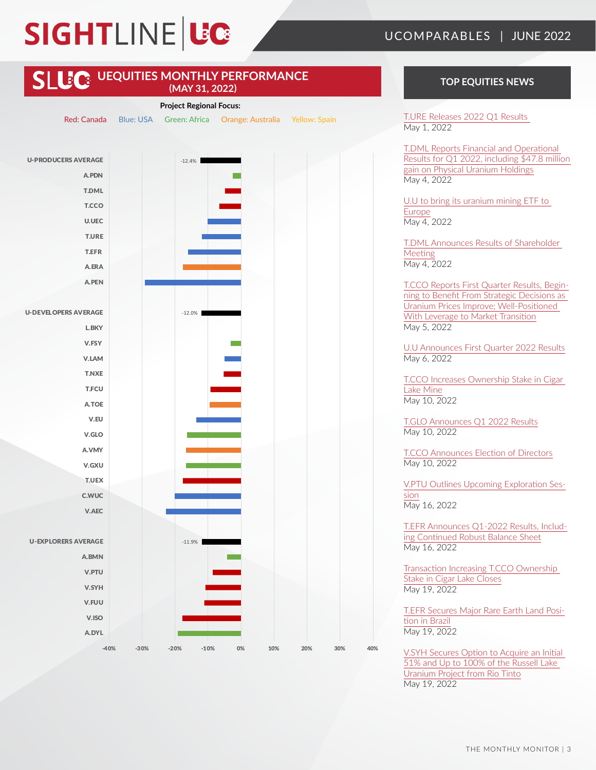# SIGHTLINE | U3O8

UCOMPARABLES | JUNE 2022

## SLU3O8 UEQUITIES MONTHLY PERFORMANCE (MAY 31, 2022)

**Project Regional Focus:**

Red: Canada   Blue: USA   Green: Africa   Orange: Australia   Yellow: Spain

U-PRODUCERS AVERAGE -12.4%
A.PDN
T.DML
T.CCO
U.UEC
T.URE
T.EFR
A.ERA
A.PEN

U-DEVELOPERS AVERAGE -12.0%
L.BKY
V.FSY
V.LAM
T.NXE
T.FCU
A.TOE
V.EU
V.GLO
A.VMY
V.GXU
T.UEX
C.WUC
V.AEC

U-EXPLORERS AVERAGE -11.9%
A.BMN
V.PTU
V.SYH
V.FUU
V.ISO
A.DYL

-40% -30% -20% -10% 0% 10% 20% 30% 40%

## TOP EQUITIES NEWS

T.URE Releases 2022 Q1 Results
May 1, 2022

T.DML Reports Financial and Operational Results for Q1 2022, including $47.8 million gain on Physical Uranium Holdings
May 4, 2022

U.U to bring its uranium mining ETF to Europe
May 4, 2022

T.DML Announces Results of Shareholder Meeting
May 4, 2022

T.CCO Reports First Quarter Results, Beginning to Benefit From Strategic Decisions as Uranium Prices Improve; Well-Positioned With Leverage to Market Transition
May 5, 2022

U.U Announces First Quarter 2022 Results
May 6, 2022

T.CCO Increases Ownership Stake in Cigar Lake Mine
May 10, 2022

T.GLO Announces Q1 2022 Results
May 10, 2022

T.CCO Announces Election of Directors
May 10, 2022

V.PTU Outlines Upcoming Exploration Session
May 16, 2022

T.EFR Announces Q1-2022 Results, Including Continued Robust Balance Sheet
May 16, 2022

Transaction Increasing T.CCO Ownership Stake in Cigar Lake Closes
May 19, 2022

T.EFR Secures Major Rare Earth Land Position in Brazil
May 19, 2022

V.SYH Secures Option to Acquire an Initial 51% and Up to 100% of the Russell Lake Uranium Project from Rio Tinto
May 19, 2022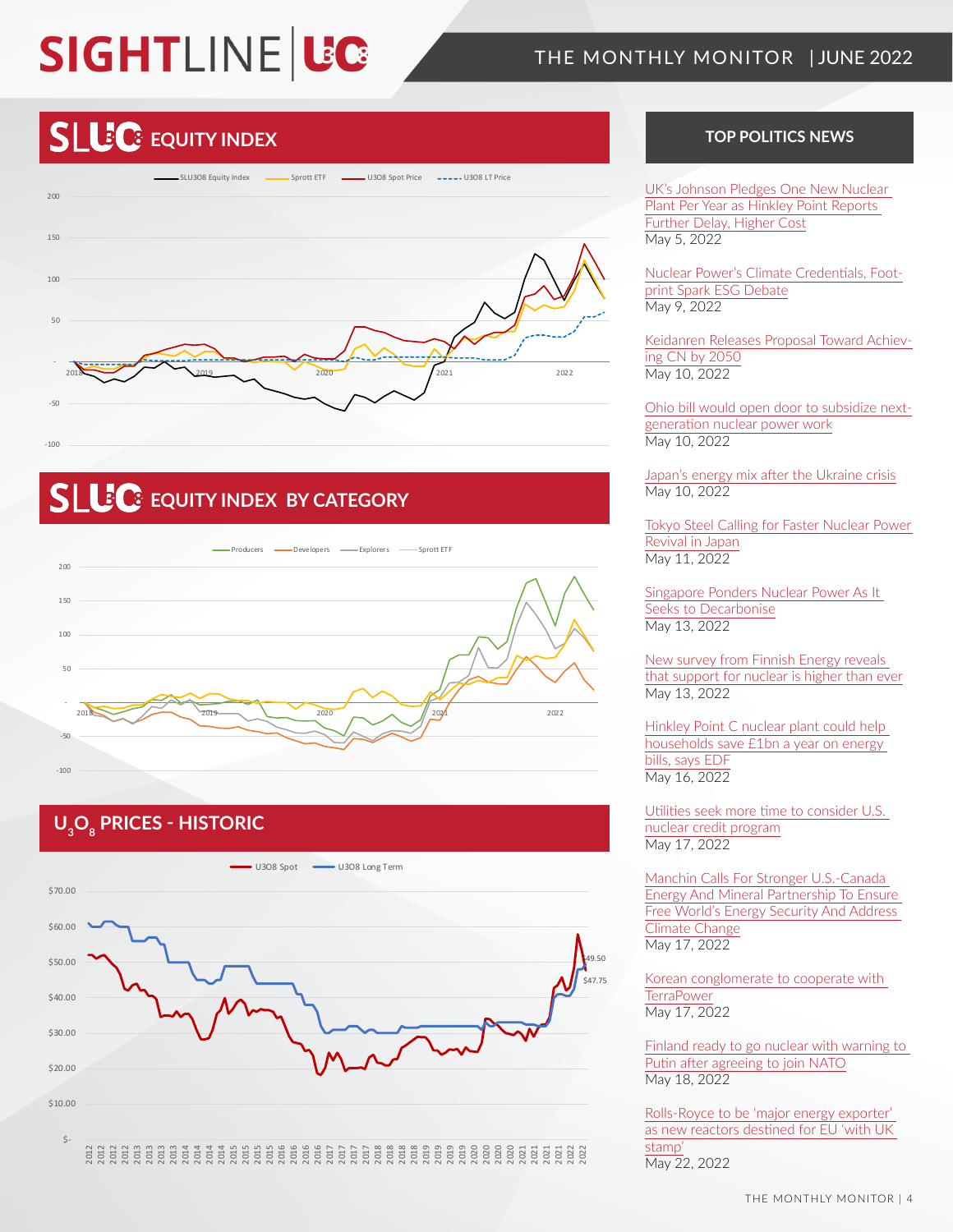## SLU3O8 EQUITY INDEX

SLU3O8 Equity Index | Sprott ETF | U3O8 Spot Price | U3O8 LT Price

## SLU3O8 EQUITY INDEX BY CATEGORY

Producers | Developers | Explorers | Sprott ETF

## $U_3O_8$ PRICES - HISTORIC

U3O8 Spot | U3O8 Long Term

$49.50

$47.75

## TOP POLITICS NEWS

UK's Johnson Pledges One New Nuclear Plant Per Year as Hinkley Point Reports Further Delay, Higher Cost
May 5, 2022

Nuclear Power's Climate Credentials, Footprint Spark ESG Debate
May 9, 2022

Keidanren Releases Proposal Toward Achieving CN by 2050
May 10, 2022

Ohio bill would open door to subsidize next-generation nuclear power work
May 10, 2022

Japan's energy mix after the Ukraine crisis
May 10, 2022

Tokyo Steel Calling for Faster Nuclear Power Revival in Japan
May 11, 2022

Singapore Ponders Nuclear Power As It Seeks to Decarbonise
May 13, 2022

New survey from Finnish Energy reveals that support for nuclear is higher than ever
May 13, 2022

Hinkley Point C nuclear plant could help households save £1bn a year on energy bills, says EDF
May 16, 2022

Utilities seek more time to consider U.S. nuclear credit program
May 17, 2022

Manchin Calls For Stronger U.S.-Canada Energy And Mineral Partnership To Ensure Free World's Energy Security And Address Climate Change
May 17, 2022

Korean conglomerate to cooperate with TerraPower
May 17, 2022

Finland ready to go nuclear with warning to Putin after agreeing to join NATO
May 18, 2022

Rolls-Royce to be 'major energy exporter' as new reactors destined for EU 'with UK stamp'
May 22, 2022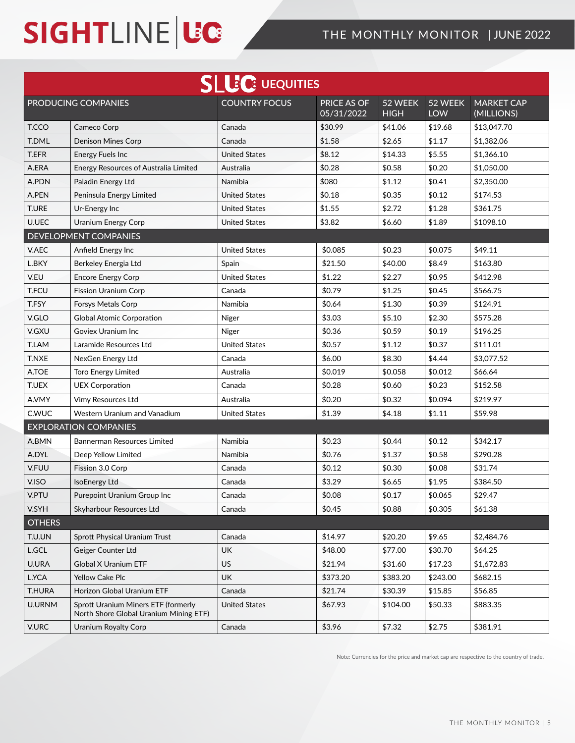# THE MONTHLY MONITOR | JUNE 2022

## SLUC UEQUITIES

| PRODUCING COMPANIES | | COUNTRY FOCUS | PRICE AS OF 05/31/2022 | 52 WEEK HIGH | 52 WEEK LOW | MARKET CAP (MILLIONS) |
|---|---|---|---|---|---|---|
| T.CCO | Cameco Corp | Canada | $30.99 | $41.06 | $19.68 | $13,047.70 |
| T.DML | Denison Mines Corp | Canada | $1.58 | $2.65 | $1.17 | $1,382.06 |
| T.EFR | Energy Fuels Inc | United States | $8.12 | $14.33 | $5.55 | $1,366.10 |
| A.ERA | Energy Resources of Australia Limited | Australia | $0.28 | $0.58 | $0.20 | $1,050.00 |
| A.PDN | Paladin Energy Ltd | Namibia | $080 | $1.12 | $0.41 | $2,350.00 |
| A.PEN | Peninsula Energy Limited | United States | $0.18 | $0.35 | $0.12 | $174.53 |
| T.URE | Ur-Energy Inc | United States | $1.55 | $2.72 | $1.28 | $361.75 |
| U.UEC | Uranium Energy Corp | United States | $3.82 | $6.60 | $1.89 | $1098.10 |
| **DEVELOPMENT COMPANIES** | | | | | | |
| V.AEC | Anfield Energy Inc | United States | $0.085 | $0.23 | $0.075 | $49.11 |
| L.BKY | Berkeley Energia Ltd | Spain | $21.50 | $40.00 | $8.49 | $163.80 |
| V.EU | Encore Energy Corp | United States | $1.22 | $2.27 | $0.95 | $412.98 |
| T.FCU | Fission Uranium Corp | Canada | $0.79 | $1.25 | $0.45 | $566.75 |
| T.FSY | Forsys Metals Corp | Namibia | $0.64 | $1.30 | $0.39 | $124.91 |
| V.GLO | Global Atomic Corporation | Niger | $3.03 | $5.10 | $2.30 | $575.28 |
| V.GXU | Goviex Uranium Inc | Niger | $0.36 | $0.59 | $0.19 | $196.25 |
| T.LAM | Laramide Resources Ltd | United States | $0.57 | $1.12 | $0.37 | $111.01 |
| T.NXE | NexGen Energy Ltd | Canada | $6.00 | $8.30 | $4.44 | $3,077.52 |
| A.TOE | Toro Energy Limited | Australia | $0.019 | $0.058 | $0.012 | $66.64 |
| T.UEX | UEX Corporation | Canada | $0.28 | $0.60 | $0.23 | $152.58 |
| A.VMY | Vimy Resources Ltd | Australia | $0.20 | $0.32 | $0.094 | $219.97 |
| C.WUC | Western Uranium and Vanadium | United States | $1.39 | $4.18 | $1.11 | $59.98 |
| **EXPLORATION COMPANIES** | | | | | | |
| A.BMN | Bannerman Resources Limited | Namibia | $0.23 | $0.44 | $0.12 | $342.17 |
| A.DYL | Deep Yellow Limited | Namibia | $0.76 | $1.37 | $0.58 | $290.28 |
| V.FUU | Fission 3.0 Corp | Canada | $0.12 | $0.30 | $0.08 | $31.74 |
| V.ISO | IsoEnergy Ltd | Canada | $3.29 | $6.65 | $1.95 | $384.50 |
| V.PTU | Purepoint Uranium Group Inc | Canada | $0.08 | $0.17 | $0.065 | $29.47 |
| V.SYH | Skyharbour Resources Ltd | Canada | $0.45 | $0.88 | $0.305 | $61.38 |
| **OTHERS** | | | | | | |
| T.U.UN | Sprott Physical Uranium Trust | Canada | $14.97 | $20.20 | $9.65 | $2,484.76 |
| L.GCL | Geiger Counter Ltd | UK | $48.00 | $77.00 | $30.70 | $64.25 |
| U.URA | Global X Uranium ETF | US | $21.94 | $31.60 | $17.23 | $1,672.83 |
| L.YCA | Yellow Cake Plc | UK | $373.20 | $383.20 | $243.00 | $682.15 |
| T.HURA | Horizon Global Uranium ETF | Canada | $21.74 | $30.39 | $15.85 | $56.85 |
| U.URNM | Sprott Uranium Miners ETF (formerly North Shore Global Uranium Mining ETF) | United States | $67.93 | $104.00 | $50.33 | $883.35 |
| V.URC | Uranium Royalty Corp | Canada | $3.96 | $7.32 | $2.75 | $381.91 |

Note: Currencies for the price and market cap are respective to the country of trade.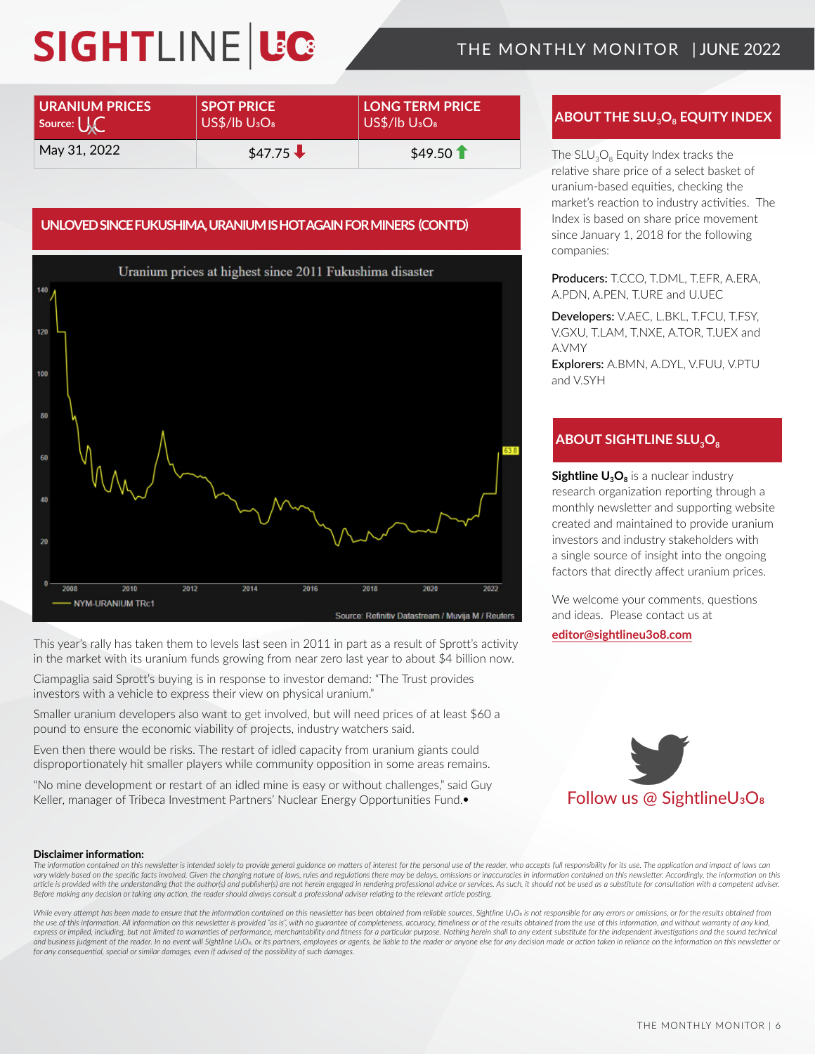# SIGHTLINE U3O8

## THE MONTHLY MONITOR | JUNE 2022

| URANIUM PRICES Source: UxC | SPOT PRICE US$/lb $U_3O_8$ | LONG TERM PRICE US$/lb $U_3O_8$ |
|---|---|---|
| May 31, 2022 | $47.75 ↓ | $49.50 ↑ |

## UNLOVED SINCE FUKUSHIMA, URANIUM IS HOT AGAIN FOR MINERS (CONT'D)

Uranium prices at highest since 2011 Fukushima disaster

140
120
100
80
60
40
20
0
2008
2010
2012
2014
2016
2018
2020
2022
63.8
NYM-URANIUM TRc1
Source: Refinitiv Datastream / Muvija M / Reuters

This year's rally has taken them to levels last seen in 2011 in part as a result of Sprott's activity in the market with its uranium funds growing from near zero last year to about $4 billion now.

Ciampaglia said Sprott's buying is in response to investor demand: "The Trust provides investors with a vehicle to express their view on physical uranium."

Smaller uranium developers also want to get involved, but will need prices of at least $60 a pound to ensure the economic viability of projects, industry watchers said.

Even then there would be risks. The restart of idled capacity from uranium giants could disproportionately hit smaller players while community opposition in some areas remains.

"No mine development or restart of an idled mine is easy or without challenges," said Guy Keller, manager of Tribeca Investment Partners' Nuclear Energy Opportunities Fund.•

## ABOUT THE SLU$_3$O$_8$ EQUITY INDEX

The SLU$_3$O$_8$ Equity Index tracks the relative share price of a select basket of uranium-based equities, checking the market's reaction to industry activities. The Index is based on share price movement since January 1, 2018 for the following companies:

**Producers:** T.CCO, T.DML, T.EFR, A.ERA, A.PDN, A.PEN, T.URE and U.UEC

**Developers:** V.AEC, L.BKL, T.FCU, T.FSY, V.GXU, T.LAM, T.NXE, A.TOR, T.UEX and A.VMY

**Explorers:** A.BMN, A.DYL, V.FUU, V.PTU and V.SYH

## ABOUT SIGHTLINE SLU$_3$O$_8$

**Sightline $U_3O_8$** is a nuclear industry research organization reporting through a monthly newsletter and supporting website created and maintained to provide uranium investors and industry stakeholders with a single source of insight into the ongoing factors that directly affect uranium prices.

We welcome your comments, questions and ideas. Please contact us at

editor@sightlineu3o8.com

Follow us @ Sightline$U_3O_8$

**Disclaimer information:**

*The information contained on this newsletter is intended solely to provide general guidance on matters of interest for the personal use of the reader, who accepts full responsibility for its use. The application and impact of laws can vary widely based on the specific facts involved. Given the changing nature of laws, rules and regulations there may be delays, omissions or inaccuracies in information contained on this newsletter. Accordingly, the information on this article is provided with the understanding that the author(s) and publisher(s) are not herein engaged in rendering professional advice or services. As such, it should not be used as a substitute for consultation with a competent adviser. Before making any decision or taking any action, the reader should always consult a professional adviser relating to the relevant article posting.*

*While every attempt has been made to ensure that the information contained on this newsletter has been obtained from reliable sources, Sightline $U_3O_8$ is not responsible for any errors or omissions, or for the results obtained from the use of this information. All information on this newsletter is provided "as is", with no guarantee of completeness, accuracy, timeliness or of the results obtained from the use of this information, and without warranty of any kind, express or implied, including, but not limited to warranties of performance, merchantability and fitness for a particular purpose. Nothing herein shall to any extent substitute for the independent investigations and the sound technical and business judgment of the reader. In no event will Sightline $U_3O_8$, or its partners, employees or agents, be liable to the reader or anyone else for any decision made or action taken in reliance on the information on this newsletter or for any consequential, special or similar damages, even if advised of the possibility of such damages.*